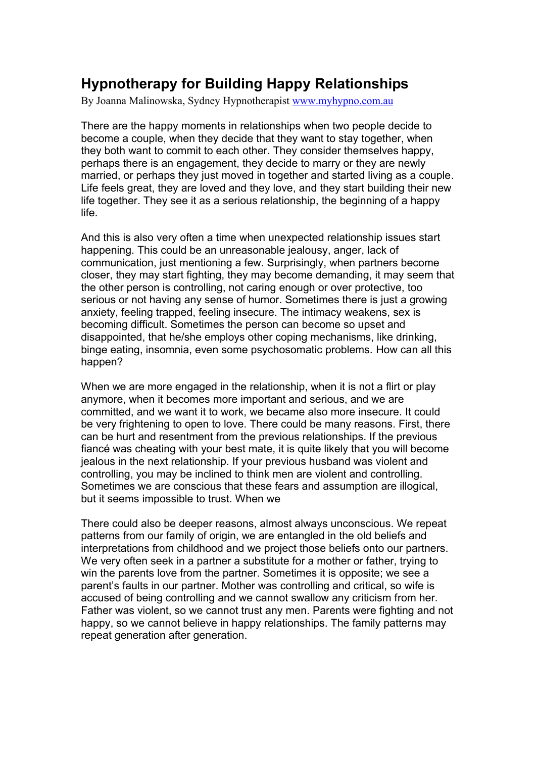# Hypnotherapy for Building Happy Relationships

By Joanna Malinowska, Sydney Hypnotherapist [www.myhypno.com.au](http://www.myhypno.com.au)

There are the happy moments in relationships when two people decide to become a couple, when they decide that they want to stay together, when they both want to commit to each other. They consider themselves happy, perhaps there is an engagement, they decide to marry or they are newly married, or perhaps they just moved in together and started living as a couple. Life feels great, they are loved and they love, and they start building their new life together. They see it as a serious relationship, the beginning of a happy life.

And this is also very often a time when unexpected relationship issues start happening. This could be an unreasonable jealousy, anger, lack of communication, just mentioning a few. Surprisingly, when partners become closer, they may start fighting, they may become demanding, it may seem that the other person is controlling, not caring enough or over protective, too serious or not having any sense of humor. Sometimes there is just a growing anxiety, feeling trapped, feeling insecure. The intimacy weakens, sex is becoming difficult. Sometimes the person can become so upset and disappointed, that he/she employs other coping mechanisms, like drinking, binge eating, insomnia, even some psychosomatic problems. How can all this happen?

When we are more engaged in the relationship, when it is not a flirt or play anymore, when it becomes more important and serious, and we are committed, and we want it to work, we became also more insecure. It could be very frightening to open to love. There could be many reasons. First, there can be hurt and resentment from the previous relationships. If the previous fiancé was cheating with your best mate, it is quite likely that you will become jealous in the next relationship. If your previous husband was violent and controlling, you may be inclined to think men are violent and controlling. Sometimes we are conscious that these fears and assumption are illogical, but it seems impossible to trust. When we

There could also be deeper reasons, almost always unconscious. We repeat patterns from our family of origin, we are entangled in the old beliefs and interpretations from childhood and we project those beliefs onto our partners. We very often seek in a partner a substitute for a mother or father, trying to win the parents love from the partner. Sometimes it is opposite; we see a parent's faults in our partner. Mother was controlling and critical, so wife is accused of being controlling and we cannot swallow any criticism from her. Father was violent, so we cannot trust any men. Parents were fighting and not happy, so we cannot believe in happy relationships. The family patterns may repeat generation after generation.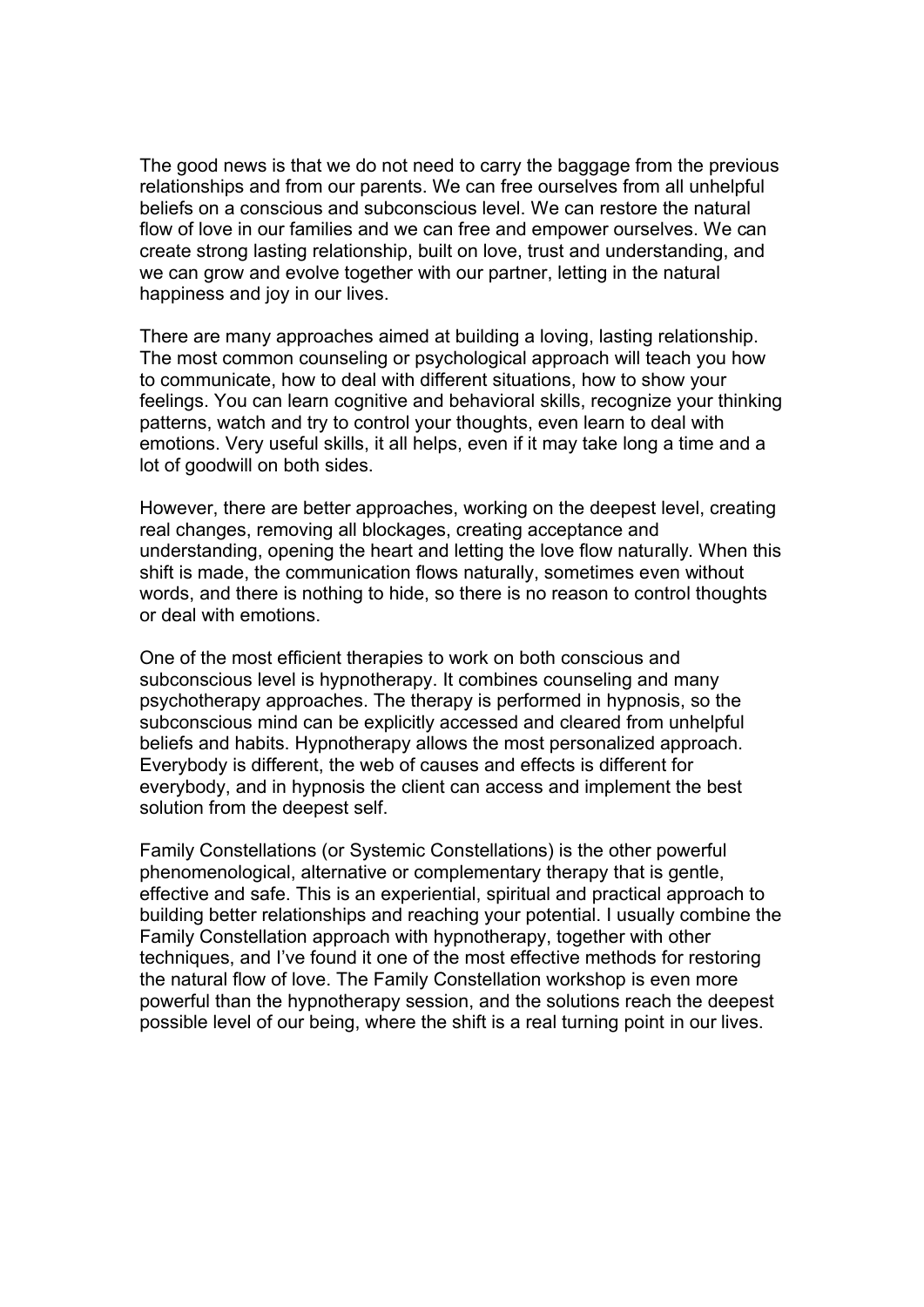The good news is that we do not need to carry the baggage from the previous relationships and from our parents. We can free ourselves from all unhelpful beliefs on a conscious and subconscious level. We can restore the natural flow of love in our families and we can free and empower ourselves. We can create strong lasting relationship, built on love, trust and understanding, and we can grow and evolve together with our partner, letting in the natural happiness and joy in our lives.

There are many approaches aimed at building a loving, lasting relationship. The most common counseling or psychological approach will teach you how to communicate, how to deal with different situations, how to show your feelings. You can learn cognitive and behavioral skills, recognize your thinking patterns, watch and try to control your thoughts, even learn to deal with emotions. Very useful skills, it all helps, even if it may take long a time and a lot of goodwill on both sides.

However, there are better approaches, working on the deepest level, creating real changes, removing all blockages, creating acceptance and understanding, opening the heart and letting the love flow naturally. When this shift is made, the communication flows naturally, sometimes even without words, and there is nothing to hide, so there is no reason to control thoughts or deal with emotions.

One of the most efficient therapies to work on both conscious and subconscious level is hypnotherapy. It combines counseling and many psychotherapy approaches. The therapy is performed in hypnosis, so the subconscious mind can be explicitly accessed and cleared from unhelpful beliefs and habits. Hypnotherapy allows the most personalized approach. Everybody is different, the web of causes and effects is different for everybody, and in hypnosis the client can access and implement the best solution from the deepest self.

Family Constellations (or Systemic Constellations) is the other powerful phenomenological, alternative or complementary therapy that is gentle, effective and safe. This is an experiential, spiritual and practical approach to building better relationships and reaching your potential. I usually combine the Family Constellation approach with hypnotherapy, together with other techniques, and I've found it one of the most effective methods for restoring the natural flow of love. The Family Constellation workshop is even more powerful than the hypnotherapy session, and the solutions reach the deepest possible level of our being, where the shift is a real turning point in our lives.